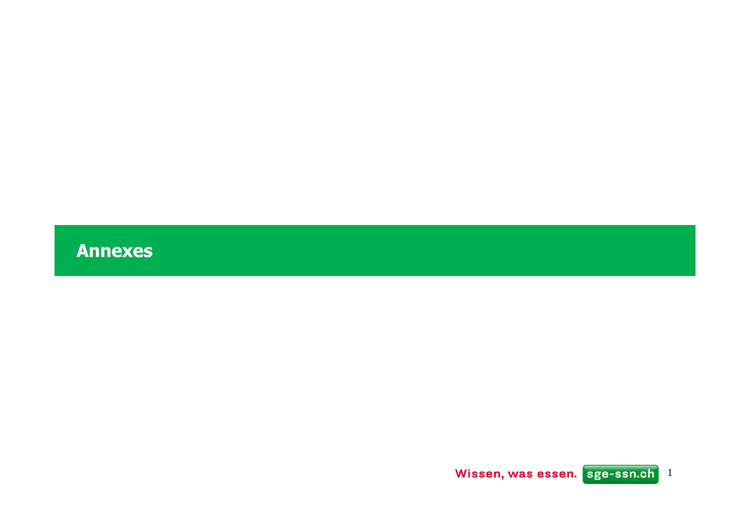# Annexes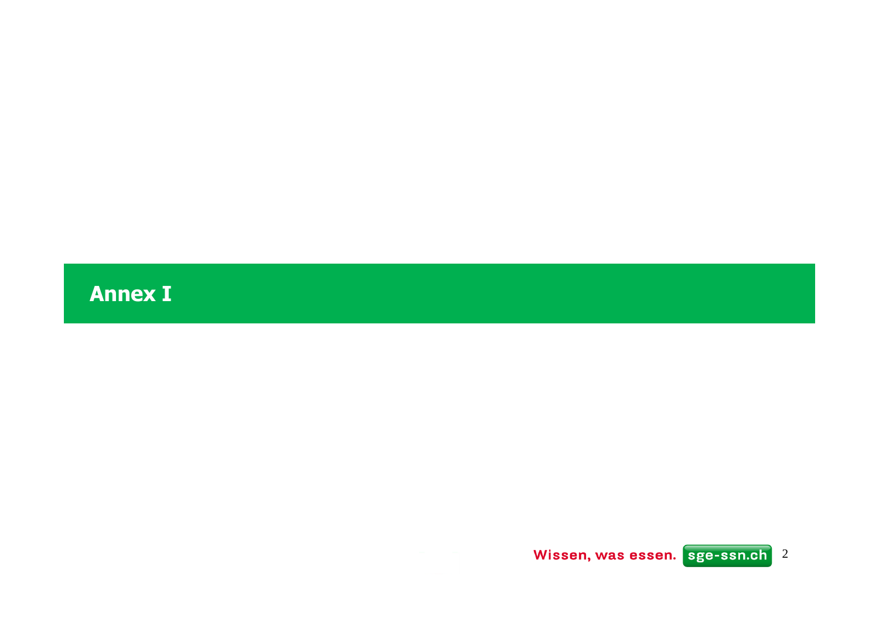# Annex I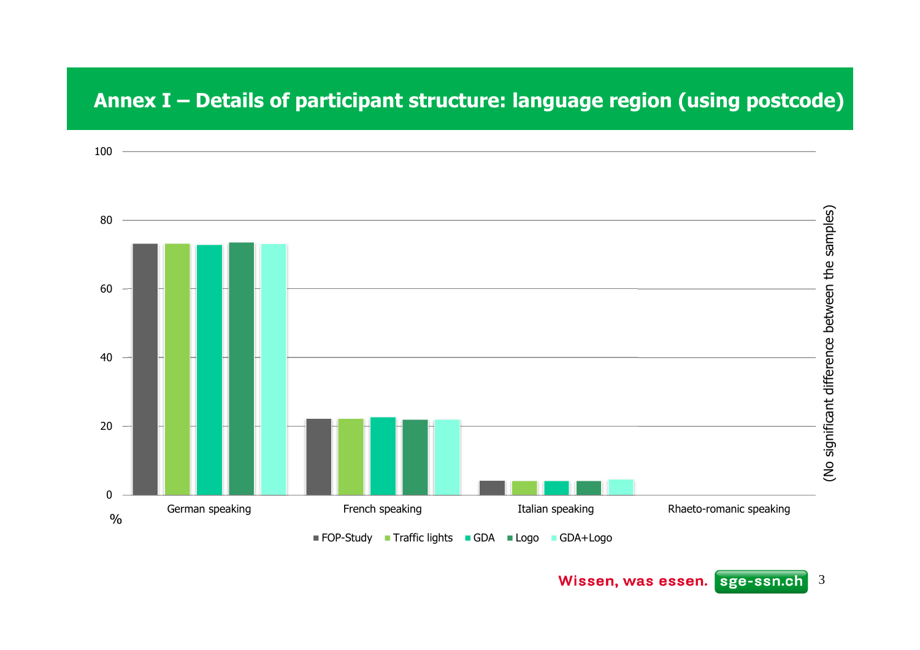# Annex I – Details of participant structure: language region (using postcode)

100

80

60

40

20

0

%

German speaking

French speaking

Italian speaking

Rhaeto-romanic speaking

FOP-Study Traffic lights GDA Logo GDA+Logo

(No significant difference between the samples)

Wissen, was essen. sge-ssn.ch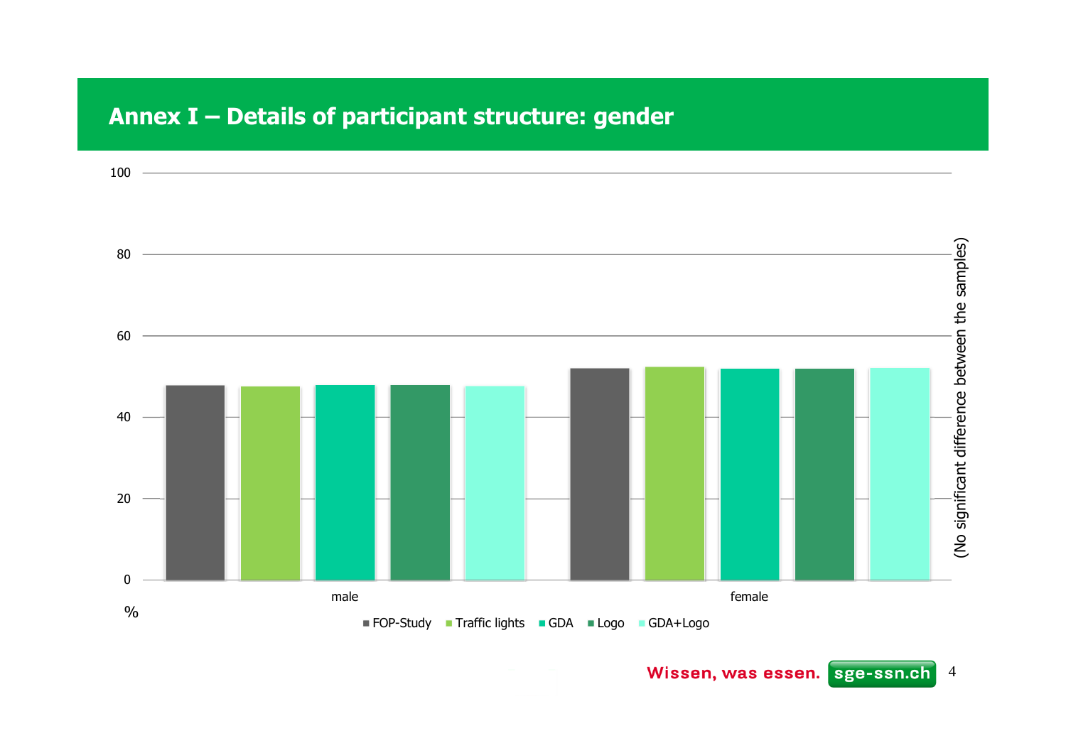# Annex I – Details of participant structure: gender

100

80

60

40

20

0

%

male

female

(No significant difference between the samples)

FOP-Study | Traffic lights | GDA | Logo | GDA+Logo

Wissen, was essen. sge-ssn.ch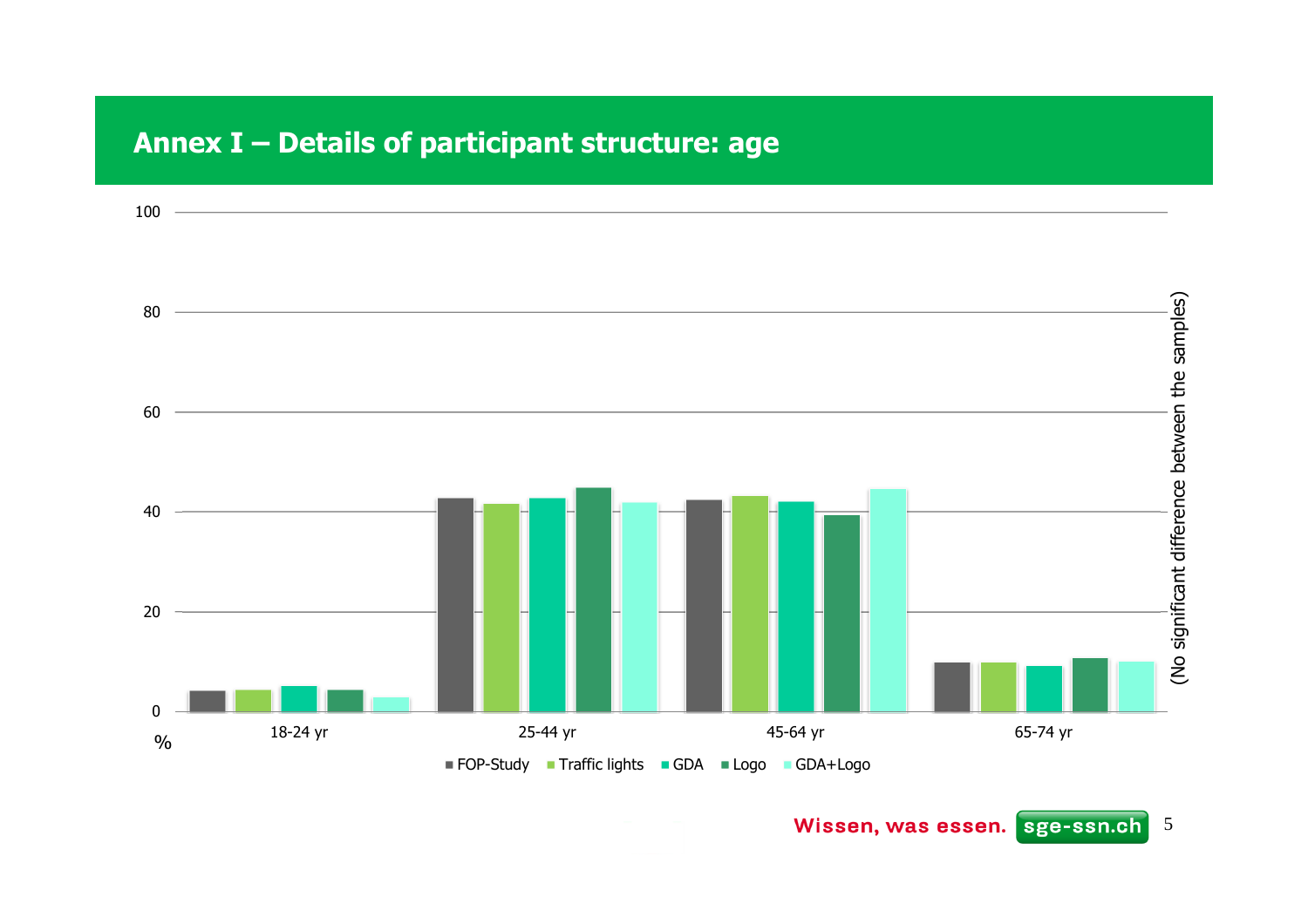# Annex I – Details of participant structure: age

100

80

60

40

20

0

%

18-24 yr | 25-44 yr | 45-64 yr | 65-74 yr

■ FOP-Study ■ Traffic lights ■ GDA ■ Logo ■ GDA+Logo

(No significant difference between the samples)

Wissen, was essen. sge-ssn.ch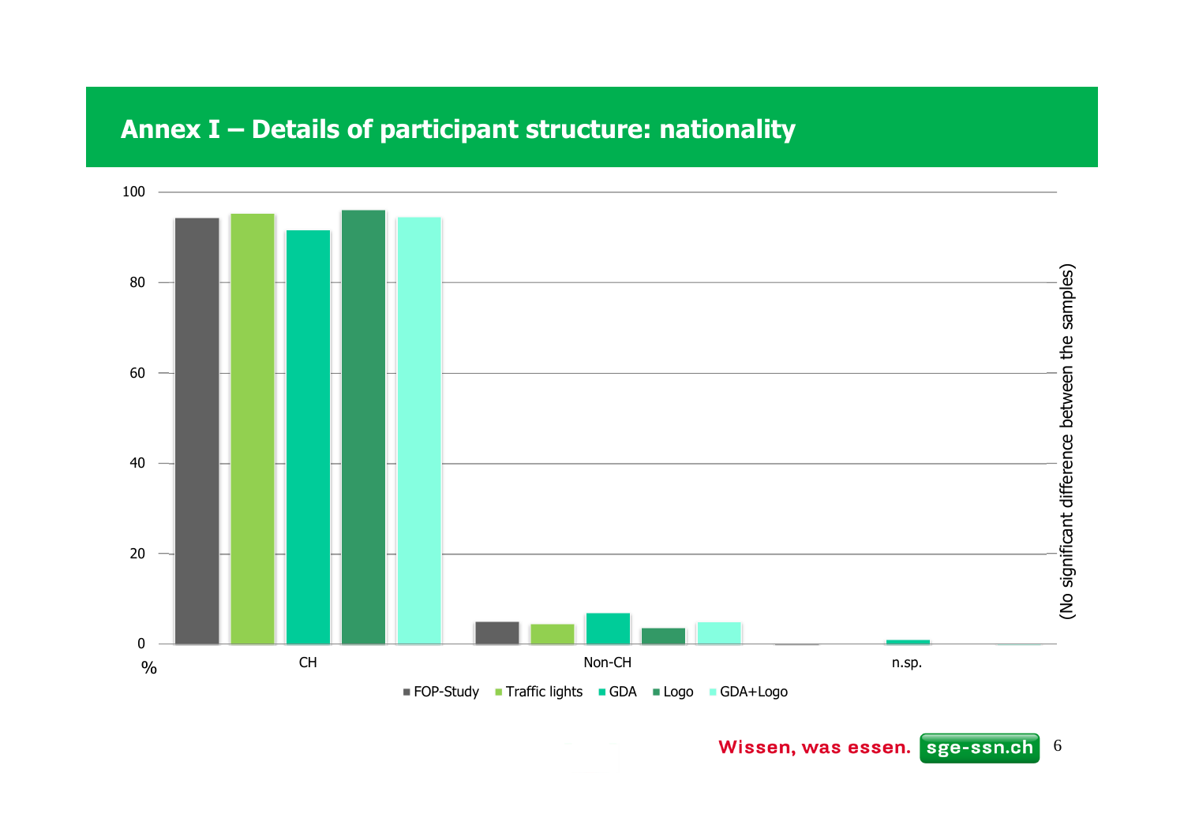# Annex I – Details of participant structure: nationality

(No significant difference between the samples)

Legend: FOP-Study, Traffic lights, GDA, Logo, GDA+Logo

Categories: CH, Non-CH, n.sp.

Y-axis: % (0–100)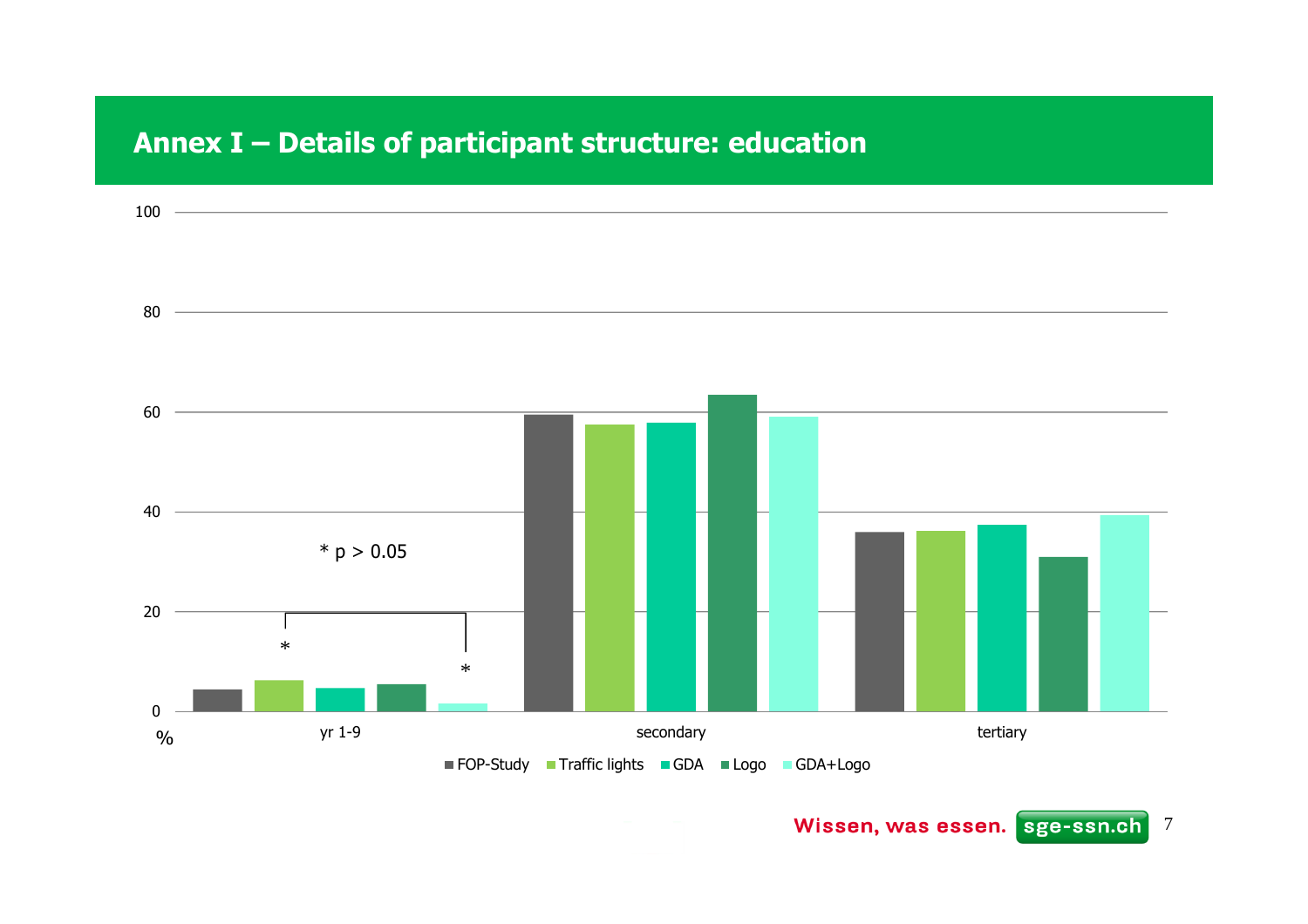# Annex I – Details of participant structure: education

100

80

60

40

20

0

%

* $p > 0.05$

*

*

yr 1-9 | secondary | tertiary

FOP-Study | Traffic lights | GDA | Logo | GDA+Logo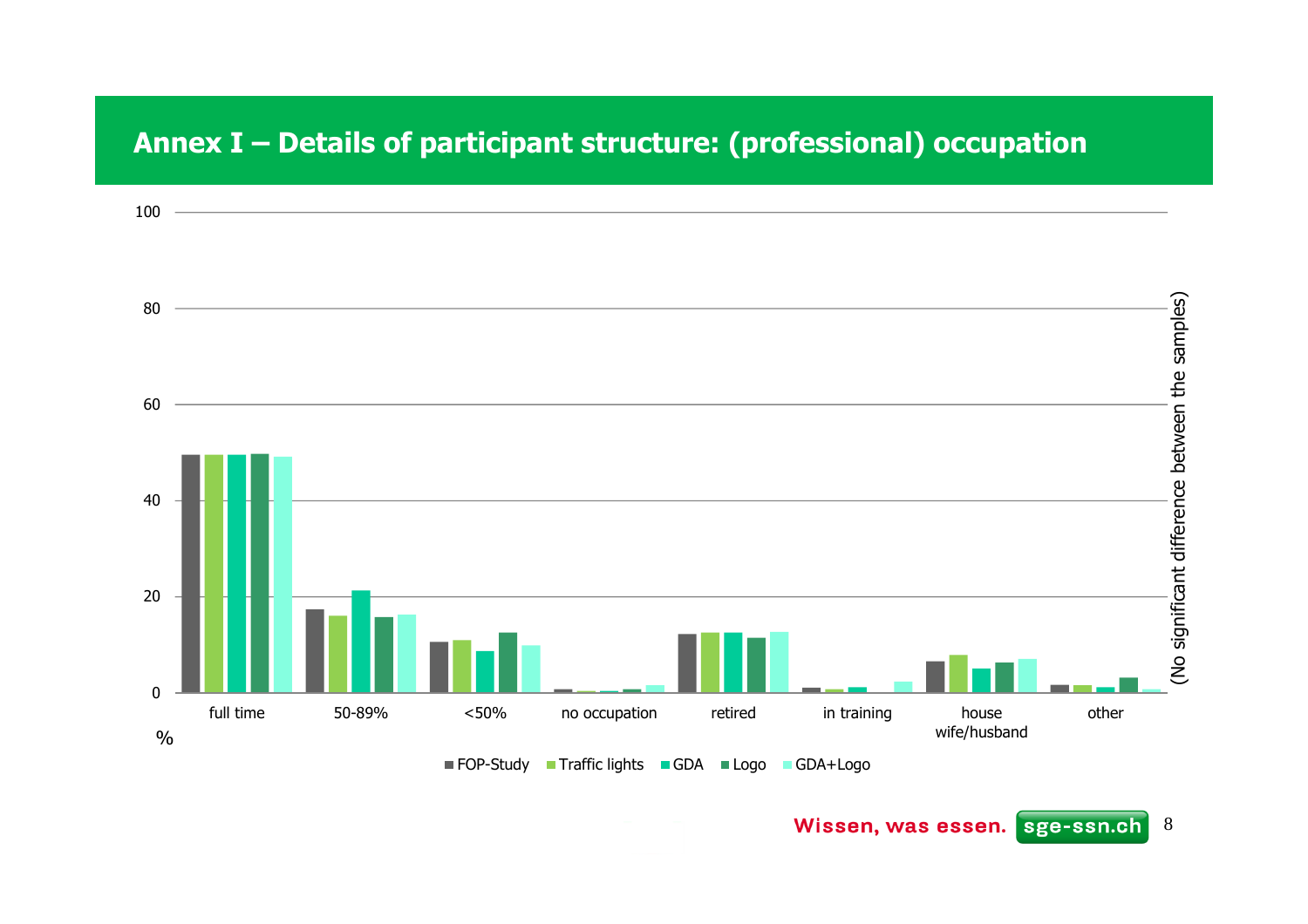# Annex I – Details of participant structure: (professional) occupation

100

80

60

40

20

0

%

full time | 50-89% | <50% | no occupation | retired | in training | house wife/husband | other

■ FOP-Study ■ Traffic lights ■ GDA ■ Logo ■ GDA+Logo

(No significant difference between the samples)

Wissen, was essen. sge-ssn.ch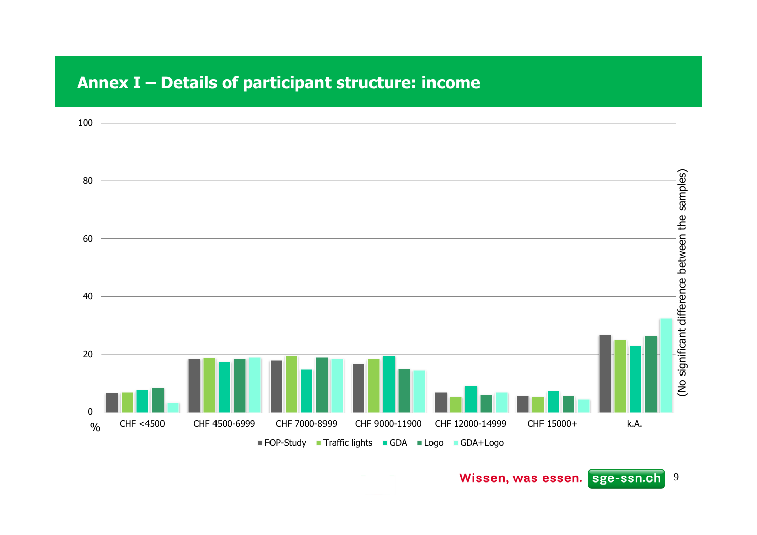# Annex I – Details of participant structure: income

| % | FOP-Study | Traffic lights | GDA | Logo | GDA+Logo |
|---|---|---|---|---|---|
| CHF <4500 | | | | | |
| CHF 4500-6999 | | | | | |
| CHF 7000-8999 | | | | | |
| CHF 9000-11900 | | | | | |
| CHF 12000-14999 | | | | | |
| CHF 15000+ | | | | | |
| k.A. | | | | | |

(No significant difference between the samples)

Wissen, was essen. sge-ssn.ch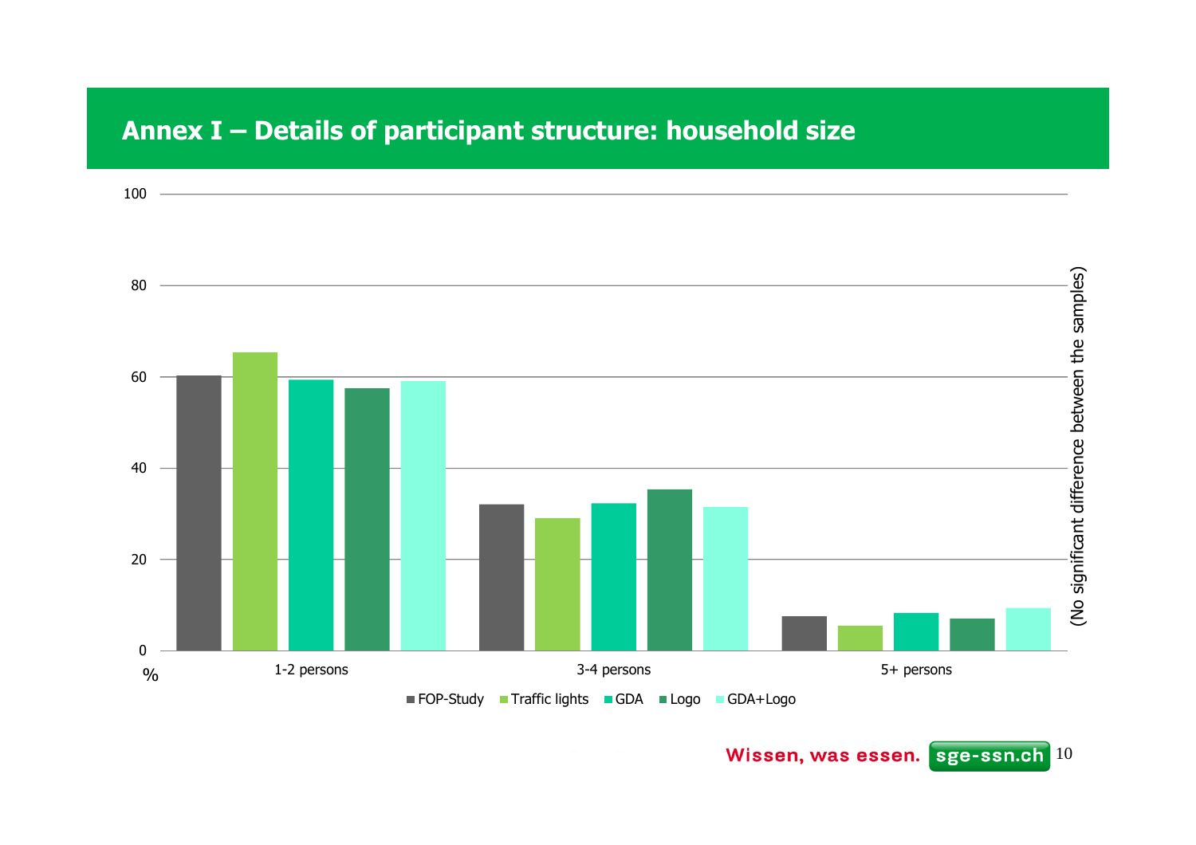## Annex I – Details of participant structure: household size

100

80

60

40

20

0

%

1-2 persons | 3-4 persons | 5+ persons

FOP-Study | Traffic lights | GDA | Logo | GDA+Logo

(No significant difference between the samples)

Wissen, was essen. sge-ssn.ch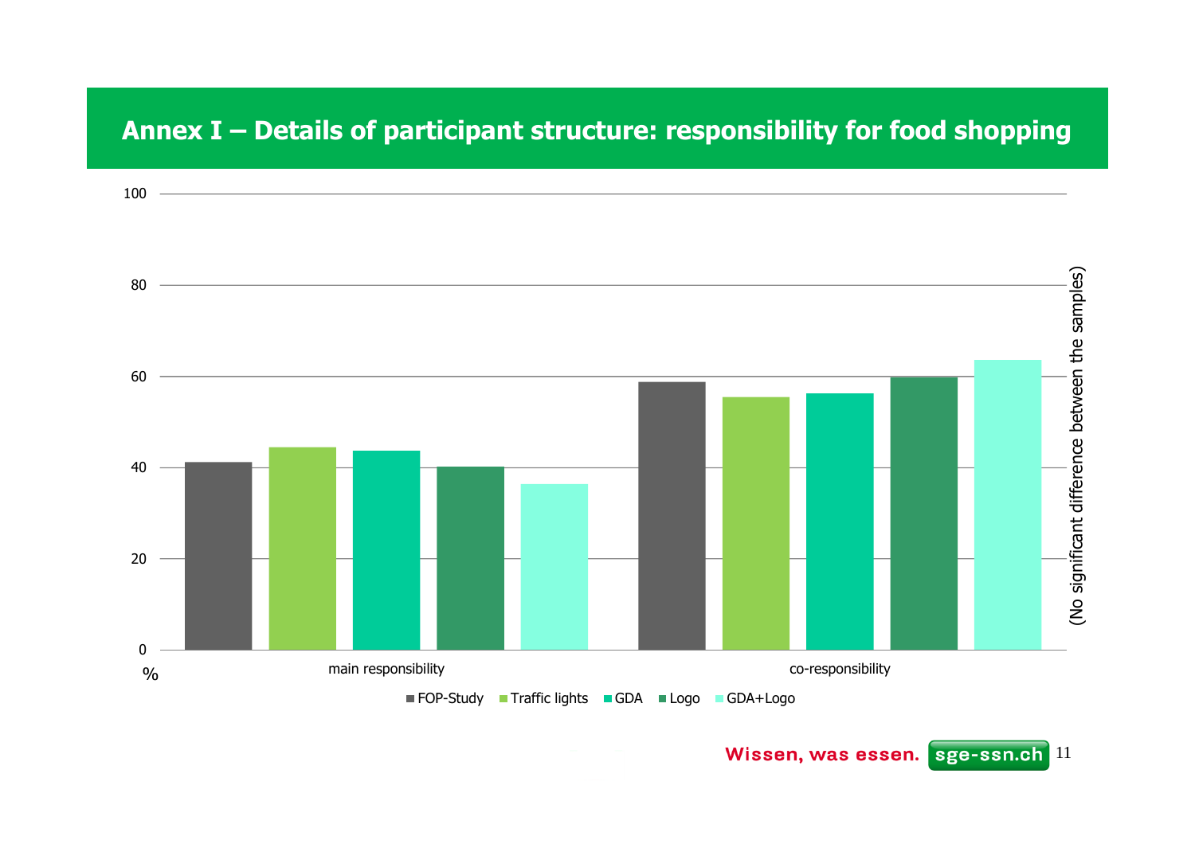# Annex I – Details of participant structure: responsibility for food shopping

| % | FOP-Study | Traffic lights | GDA | Logo | GDA+Logo |
|---|---|---|---|---|---|
| main responsibility | 41 | 44.5 | 43.5 | 40 | 36.5 |
| co-responsibility | 59 | 55.5 | 56.5 | 60 | 63.5 |

(No significant difference between the samples)

Wissen, was essen. sge-ssn.ch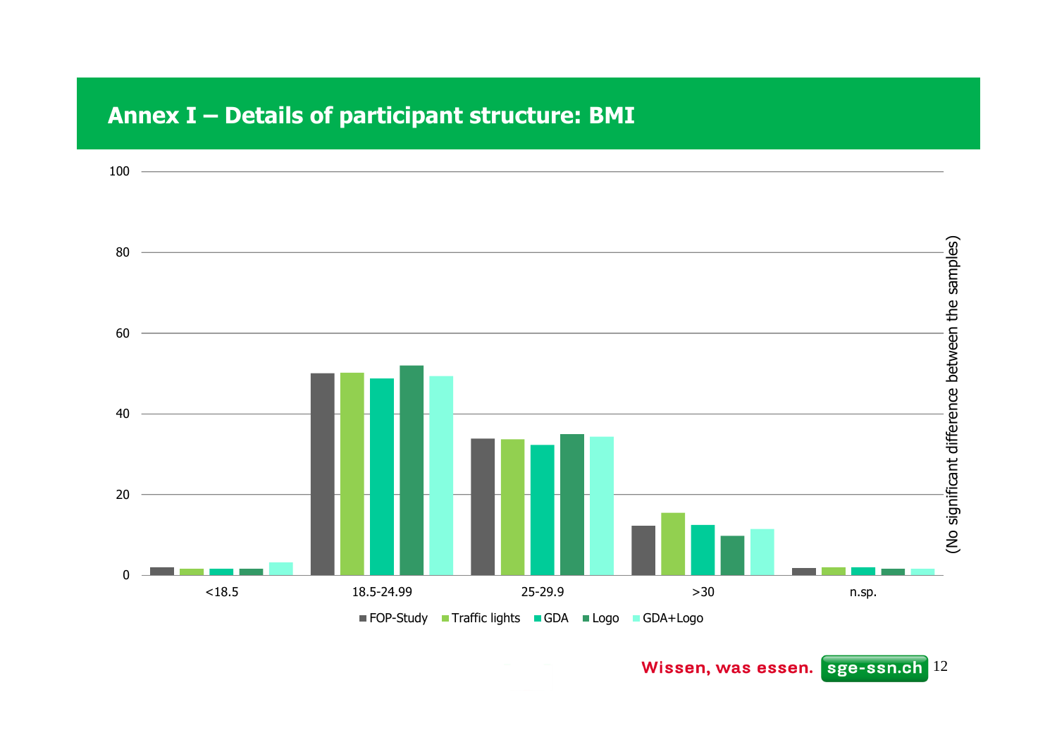# Annex I – Details of participant structure: BMI

(No significant difference between the samples)

| | FOP-Study | Traffic lights | GDA | Logo | GDA+Logo |
|---|---|---|---|---|---|
| <18.5 | 2 | 1.5 | 1.5 | 1.5 | 3 |
| 18.5-24.99 | 50 | 50 | 49 | 52 | 49 |
| 25-29.9 | 34 | 34 | 32 | 35 | 34 |
| >30 | 12 | 15.5 | 12.5 | 10 | 11.5 |
| n.sp. | 2 | 2 | 2 | 1.5 | 1.5 |

Wissen, was essen. sge-ssn.ch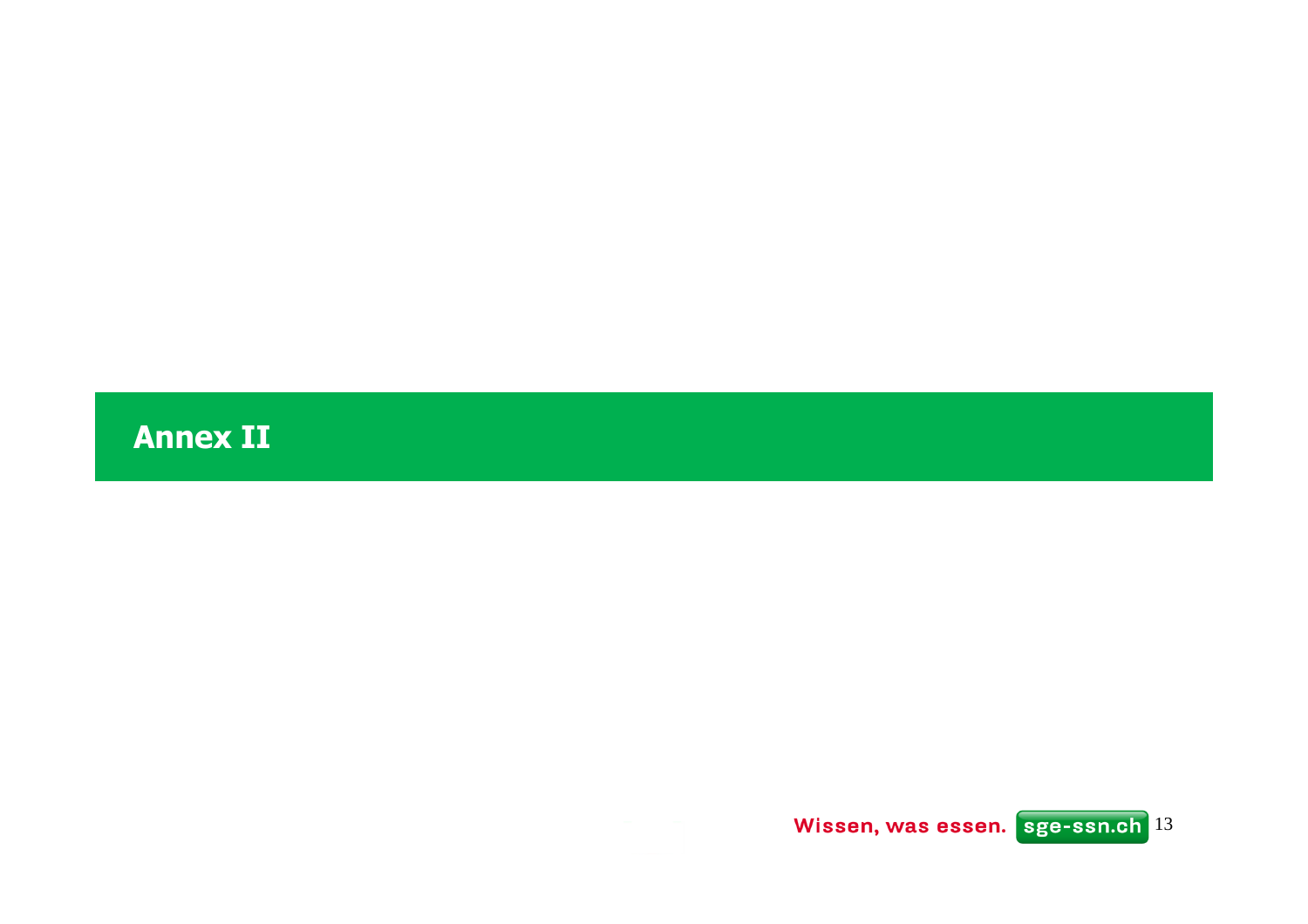# Annex II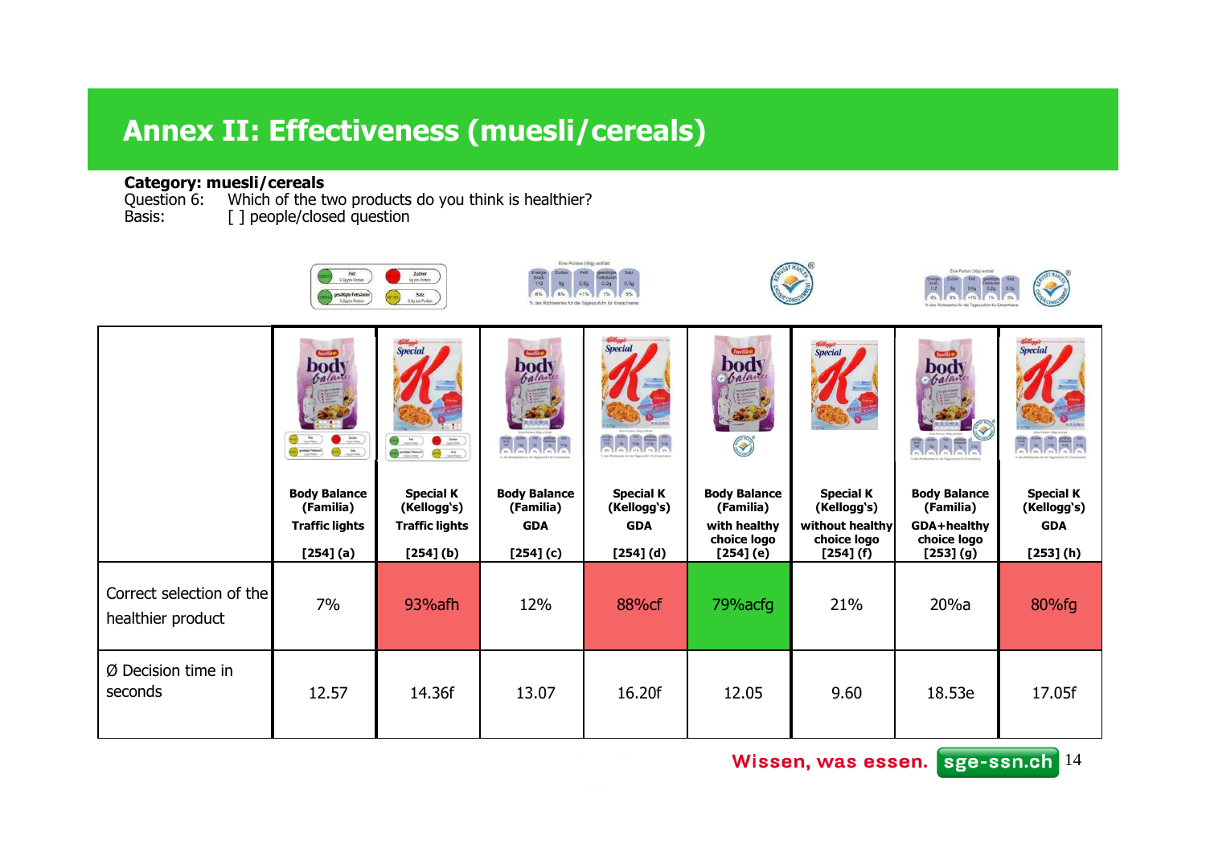# Annex II: Effectiveness (muesli/cereals)

**Category: muesli/cereals**
Question 6: Which of the two products do you think is healthier?
Basis: [ ] people/closed question

| | Body Balance (Familia) Traffic lights [254] (a) | Special K (Kellogg's) Traffic lights [254] (b) | Body Balance (Familia) GDA [254] (c) | Special K (Kellogg's) GDA [254] (d) | Body Balance (Familia) with healthy choice logo [254] (e) | Special K (Kellogg's) without healthy choice logo [254] (f) | Body Balance (Familia) GDA+healthy choice logo [253] (g) | Special K (Kellogg's) GDA [253] (h) |
|---|---|---|---|---|---|---|---|---|
| Correct selection of the healthier product | 7% | 93%afh | 12% | 88%cf | 79%acfg | 21% | 20%a | 80%fg |
| Ø Decision time in seconds | 12.57 | 14.36f | 13.07 | 16.20f | 12.05 | 9.60 | 18.53e | 17.05f |

Wissen, was essen. sge-ssn.ch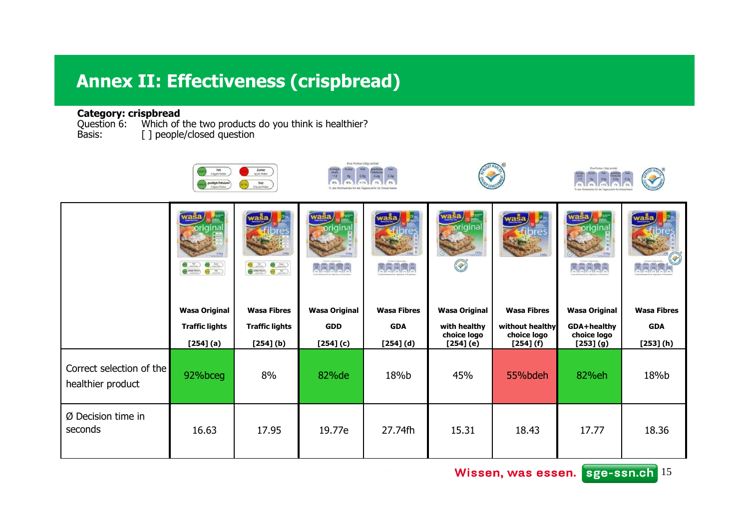# Annex II: Effectiveness (crispbread)

**Category: crispbread**
Question 6: Which of the two products do you think is healthier?
Basis: [ ] people/closed question

| | Wasa Original Traffic lights [254] (a) | Wasa Fibres Traffic lights [254] (b) | Wasa Original GDD [254] (c) | Wasa Fibres GDA [254] (d) | Wasa Original with healthy choice logo [254] (e) | Wasa Fibres without healthy choice logo [254] (f) | Wasa Original GDA+healthy choice logo [253] (g) | Wasa Fibres GDA [253] (h) |
|---|---|---|---|---|---|---|---|---|
| Correct selection of the healthier product | 92%bceg | 8% | 82%de | 18%b | 45% | 55%bdeh | 82%eh | 18%b |
| Ø Decision time in seconds | 16.63 | 17.95 | 19.77e | 27.74fh | 15.31 | 18.43 | 17.77 | 18.36 |

Wissen, was essen. sge-ssn.ch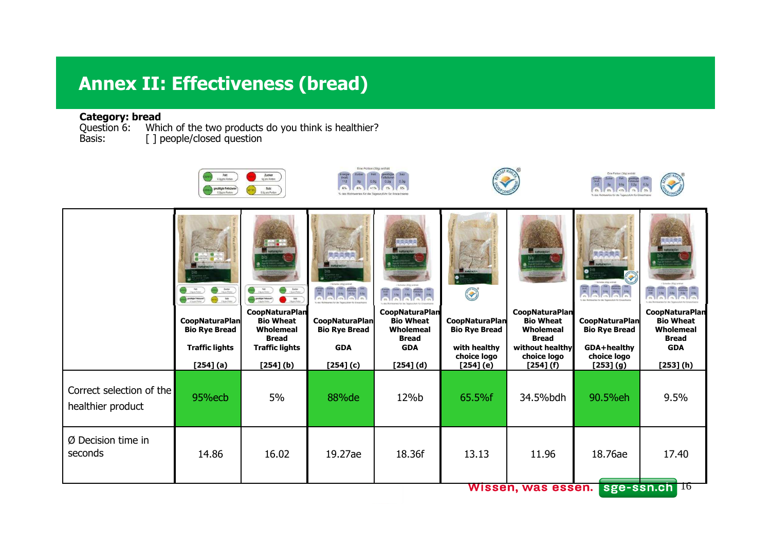# Annex II: Effectiveness (bread)

**Category: bread**
Question 6: Which of the two products do you think is healthier?
Basis: [ ] people/closed question

| | CoopNaturaPlan Bio Rye Bread Traffic lights [254] (a) | CoopNaturaPlan Bio Wheat Wholemeal Bread Traffic lights [254] (b) | CoopNaturaPlan Bio Rye Bread GDA [254] (c) | CoopNaturaPlan Bio Wheat Wholemeal Bread GDA [254] (d) | CoopNaturaPlan Bio Rye Bread with healthy choice logo [254] (e) | CoopNaturaPlan Bio Wheat Wholemeal Bread without healthy choice logo [254] (f) | CoopNaturaPlan Bio Rye Bread GDA+healthy choice logo [253] (g) | CoopNaturaPlan Bio Wheat Wholemeal Bread GDA [253] (h) |
|---|---|---|---|---|---|---|---|---|
| Correct selection of the healthier product | 95%ecb | 5% | 88%de | 12%b | 65.5%f | 34.5%bdh | 90.5%eh | 9.5% |
| Ø Decision time in seconds | 14.86 | 16.02 | 19.27ae | 18.36f | 13.13 | 11.96 | 18.76ae | 17.40 |

Wissen, was essen. sge-ssn.ch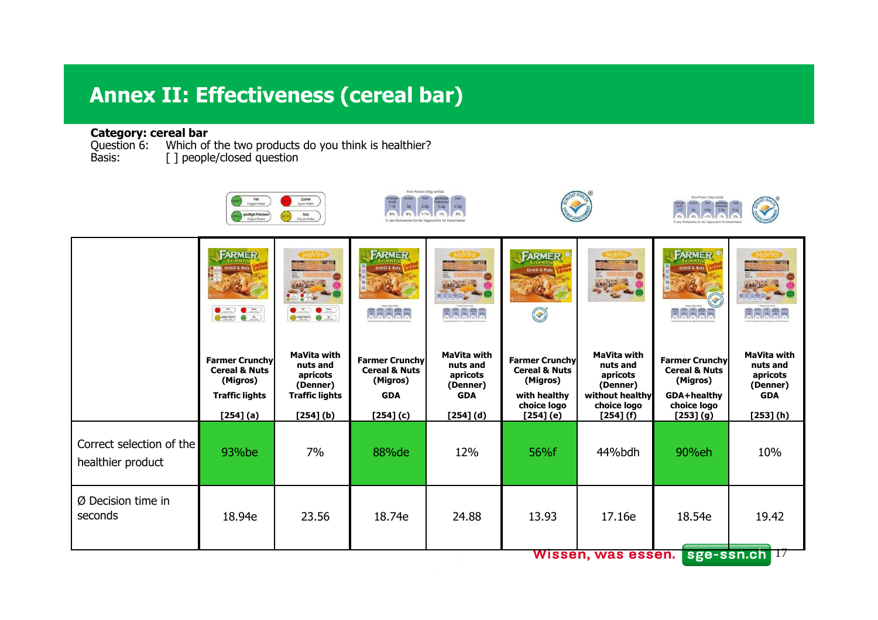# Annex II: Effectiveness (cereal bar)

**Category: cereal bar**
Question 6: Which of the two products do you think is healthier?
Basis: [ ] people/closed question

| | Farmer Crunchy Cereal & Nuts (Migros) Traffic lights [254] (a) | MaVita with nuts and apricots (Denner) Traffic lights [254] (b) | Farmer Crunchy Cereal & Nuts (Migros) GDA [254] (c) | MaVita with nuts and apricots (Denner) GDA [254] (d) | Farmer Crunchy Cereal & Nuts (Migros) with healthy choice logo [254] (e) | MaVita with nuts and apricots (Denner) without healthy choice logo [254] (f) | Farmer Crunchy Cereal & Nuts (Migros) GDA+healthy choice logo [253] (g) | MaVita with nuts and apricots (Denner) GDA [253] (h) |
|---|---|---|---|---|---|---|---|---|
| Correct selection of the healthier product | 93%be | 7% | 88%de | 12% | 56%f | 44%bdh | 90%eh | 10% |
| Ø Decision time in seconds | 18.94e | 23.56 | 18.74e | 24.88 | 13.93 | 17.16e | 18.54e | 19.42 |

Wissen, was essen. sge-ssn.ch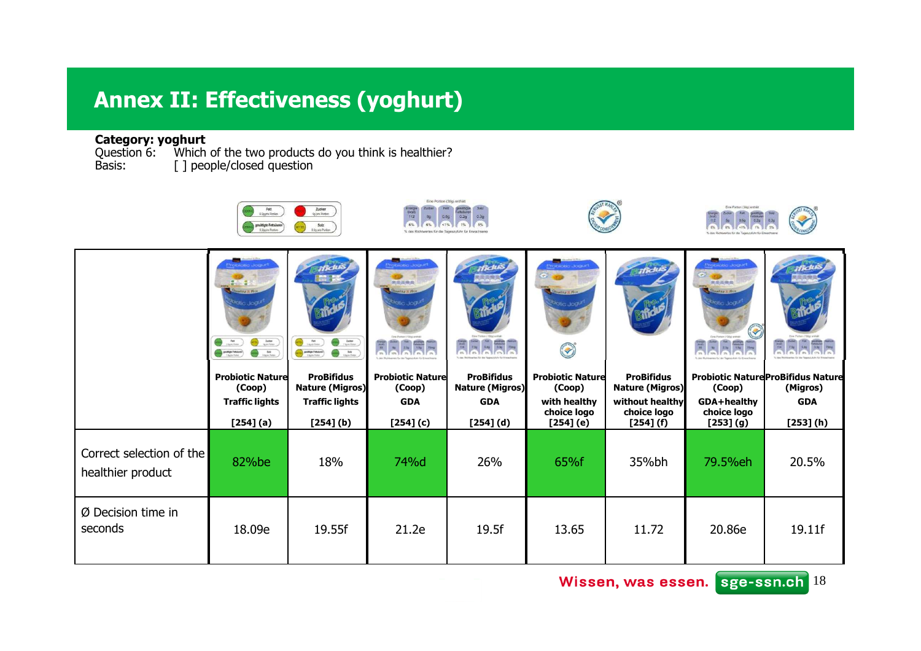# Annex II: Effectiveness (yoghurt)

**Category: yoghurt**
Question 6: Which of the two products do you think is healthier?
Basis: [ ] people/closed question

| | Probiotic Nature (Coop) Traffic lights [254] (a) | ProBifidus Nature (Migros) Traffic lights [254] (b) | Probiotic Nature (Coop) GDA [254] (c) | ProBifidus Nature (Migros) GDA [254] (d) | Probiotic Nature (Coop) with healthy choice logo [254] (e) | ProBifidus Nature (Migros) without healthy choice logo [254] (f) | Probiotic Nature (Coop) GDA+healthy choice logo [253] (g) | ProBifidus Nature (Migros) GDA [253] (h) |
|---|---|---|---|---|---|---|---|---|
| Correct selection of the healthier product | 82%be | 18% | 74%d | 26% | 65%f | 35%bh | 79.5%eh | 20.5% |
| Ø Decision time in seconds | 18.09e | 19.55f | 21.2e | 19.5f | 13.65 | 11.72 | 20.86e | 19.11f |

Wissen, was essen. sge-ssn.ch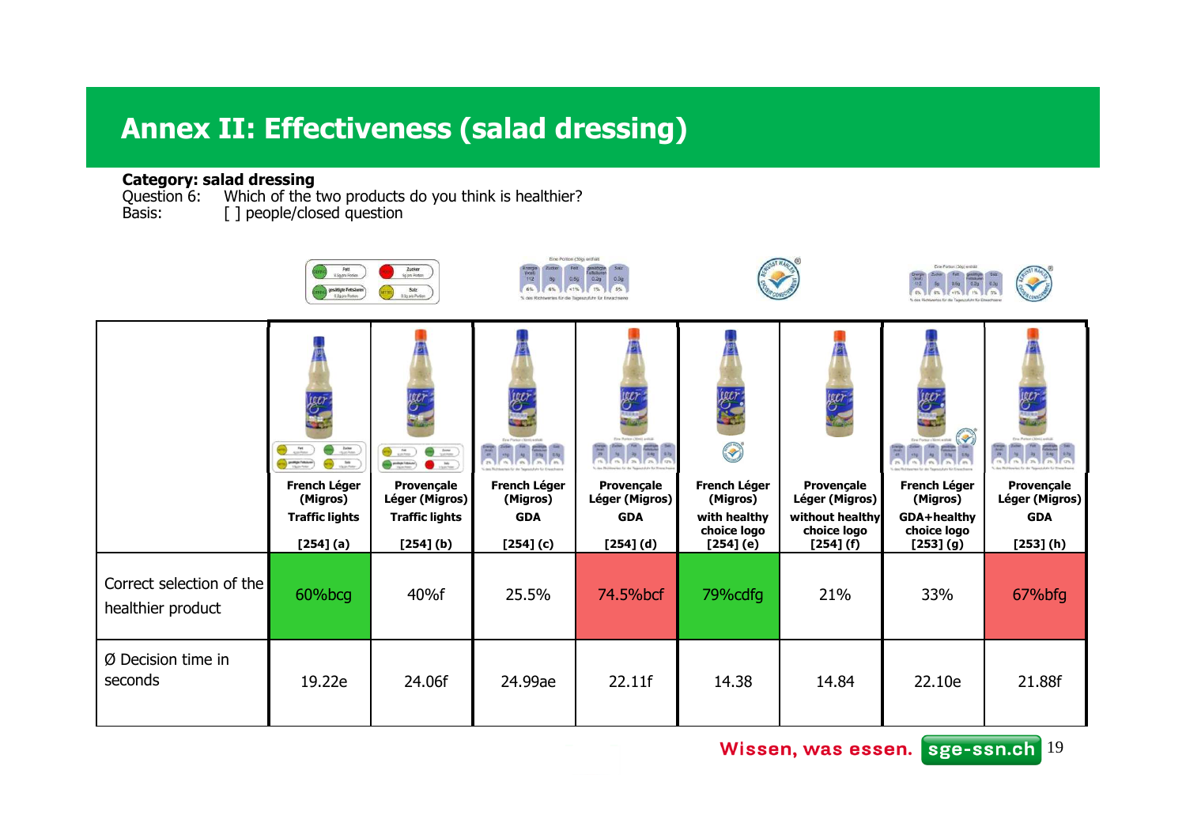# Annex II: Effectiveness (salad dressing)

**Category: salad dressing**

Question 6: Which of the two products do you think is healthier?

Basis: [ ] people/closed question

| | French Léger (Migros) Traffic lights [254] (a) | Provençale Léger (Migros) Traffic lights [254] (b) | French Léger (Migros) GDA [254] (c) | Provençale Léger (Migros) GDA [254] (d) | French Léger (Migros) with healthy choice logo [254] (e) | Provençale Léger (Migros) without healthy choice logo [254] (f) | French Léger (Migros) GDA+healthy choice logo [253] (g) | Provençale Léger (Migros) GDA [253] (h) |
|---|---|---|---|---|---|---|---|---|
| Correct selection of the healthier product | 60%bcg | 40%f | 25.5% | 74.5%bcf | 79%cdfg | 21% | 33% | 67%bfg |
| Ø Decision time in seconds | 19.22e | 24.06f | 24.99ae | 22.11f | 14.38 | 14.84 | 22.10e | 21.88f |

Wissen, was essen. sge-ssn.ch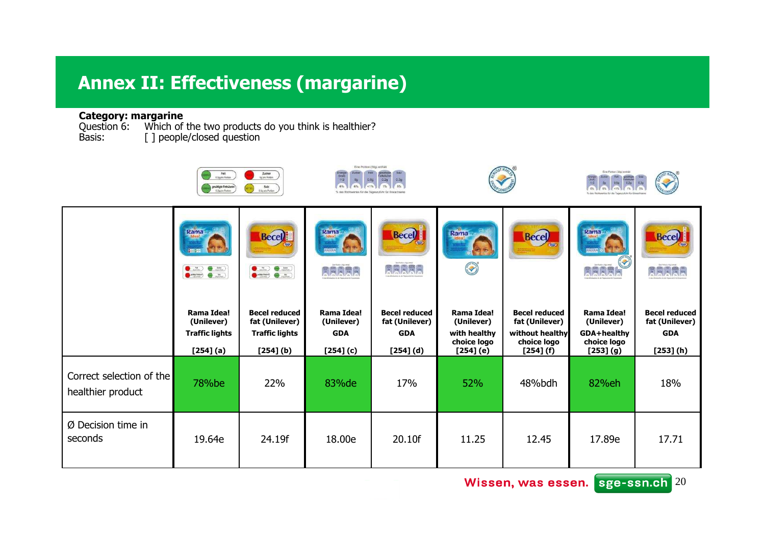# Annex II: Effectiveness (margarine)

**Category: margarine**
Question 6: Which of the two products do you think is healthier?
Basis: [ ] people/closed question

| | Rama Idea! (Unilever) Traffic lights [254] (a) | Becel reduced fat (Unilever) Traffic lights [254] (b) | Rama Idea! (Unilever) GDA [254] (c) | Becel reduced fat (Unilever) GDA [254] (d) | Rama Idea! (Unilever) with healthy choice logo [254] (e) | Becel reduced fat (Unilever) without healthy choice logo [254] (f) | Rama Idea! (Unilever) GDA+healthy choice logo [253] (g) | Becel reduced fat (Unilever) GDA [253] (h) |
|---|---|---|---|---|---|---|---|---|
| Correct selection of the healthier product | 78%be | 22% | 83%de | 17% | 52% | 48%bdh | 82%eh | 18% |
| Ø Decision time in seconds | 19.64e | 24.19f | 18.00e | 20.10f | 11.25 | 12.45 | 17.89e | 17.71 |

Wissen, was essen. sge-ssn.ch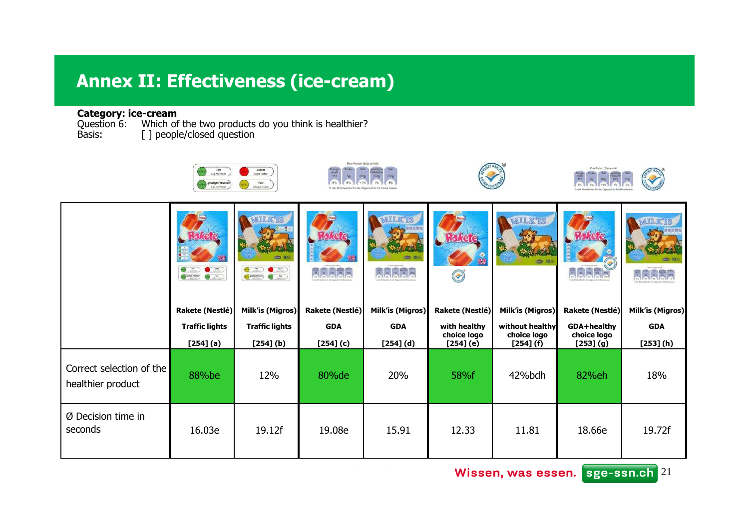# Annex II: Effectiveness (ice-cream)

**Category: ice-cream**
Question 6: Which of the two products do you think is healthier?
Basis: [ ] people/closed question

| | Rakete (Nestlé) Traffic lights [254] (a) | Milk'is (Migros) Traffic lights [254] (b) | Rakete (Nestlé) GDA [254] (c) | Milk'is (Migros) GDA [254] (d) | Rakete (Nestlé) with healthy choice logo [254] (e) | Milk'is (Migros) without healthy choice logo [254] (f) | Rakete (Nestlé) GDA+healthy choice logo [253] (g) | Milk'is (Migros) GDA [253] (h) |
|---|---|---|---|---|---|---|---|---|
| Correct selection of the healthier product | 88%be | 12% | 80%de | 20% | 58%f | 42%bdh | 82%eh | 18% |
| Ø Decision time in seconds | 16.03e | 19.12f | 19.08e | 15.91 | 12.33 | 11.81 | 18.66e | 19.72f |

Wissen, was essen. sge-ssn.ch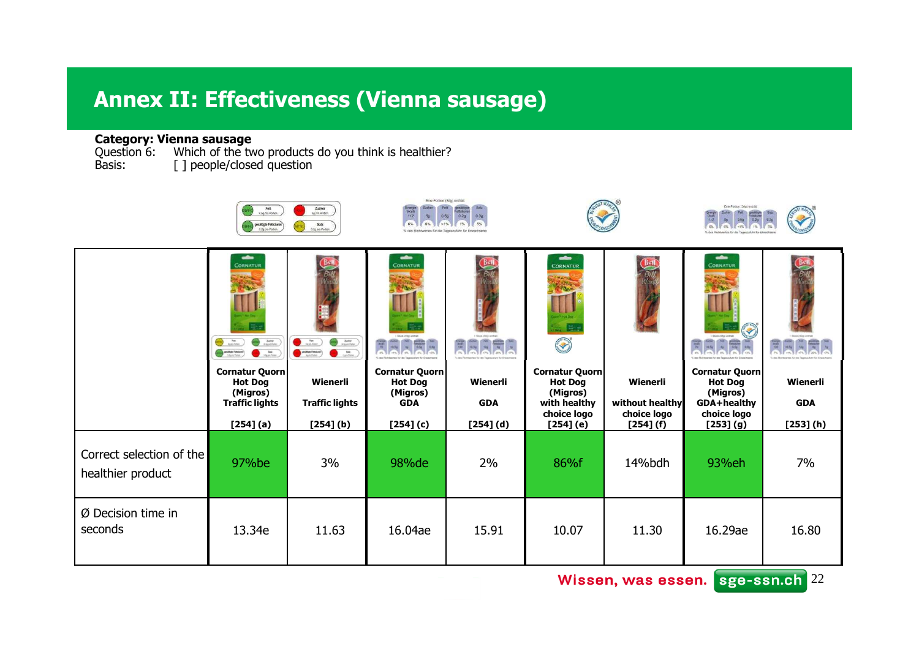# Annex II: Effectiveness (Vienna sausage)

**Category: Vienna sausage**

Question 6: Which of the two products do you think is healthier?

Basis: [ ] people/closed question

| | Cornatur Quorn Hot Dog (Migros) Traffic lights [254] (a) | Wienerli Traffic lights [254] (b) | Cornatur Quorn Hot Dog (Migros) GDA [254] (c) | Wienerli GDA [254] (d) | Cornatur Quorn Hot Dog (Migros) with healthy choice logo [254] (e) | Wienerli without healthy choice logo [254] (f) | Cornatur Quorn Hot Dog (Migros) GDA+healthy choice logo [253] (g) | Wienerli GDA [253] (h) |
|---|---|---|---|---|---|---|---|---|
| Correct selection of the healthier product | 97%be | 3% | 98%de | 2% | 86%f | 14%bdh | 93%eh | 7% |
| Ø Decision time in seconds | 13.34e | 11.63 | 16.04ae | 15.91 | 10.07 | 11.30 | 16.29ae | 16.80 |

Wissen, was essen. sge-ssn.ch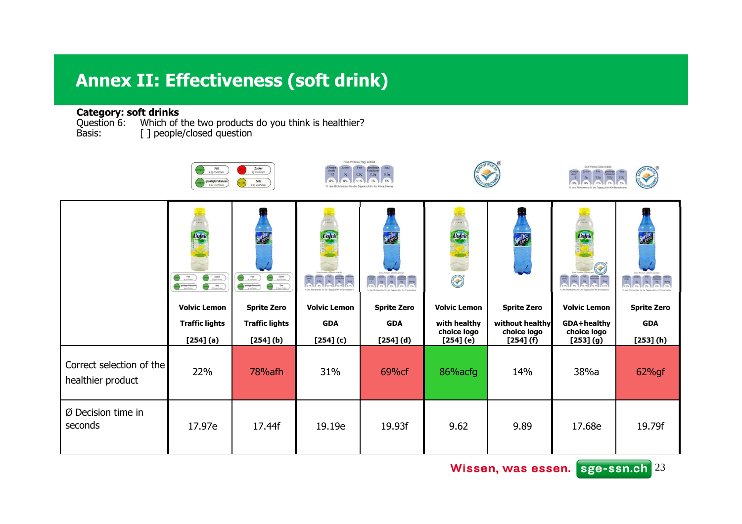# Annex II: Effectiveness (soft drink)

**Category: soft drinks**
Question 6: Which of the two products do you think is healthier?
Basis: [ ] people/closed question

| | Volvic Lemon Traffic lights [254] (a) | Sprite Zero Traffic lights [254] (b) | Volvic Lemon GDA [254] (c) | Sprite Zero GDA [254] (d) | Volvic Lemon with healthy choice logo [254] (e) | Sprite Zero without healthy choice logo [254] (f) | Volvic Lemon GDA+healthy choice logo [253] (g) | Sprite Zero GDA [253] (h) |
|---|---|---|---|---|---|---|---|---|
| Correct selection of the healthier product | 22% | 78%afh | 31% | 69%cf | 86%acfg | 14% | 38%a | 62%gf |
| Ø Decision time in seconds | 17.97e | 17.44f | 19.19e | 19.93f | 9.62 | 9.89 | 17.68e | 19.79f |

Wissen, was essen. sge-ssn.ch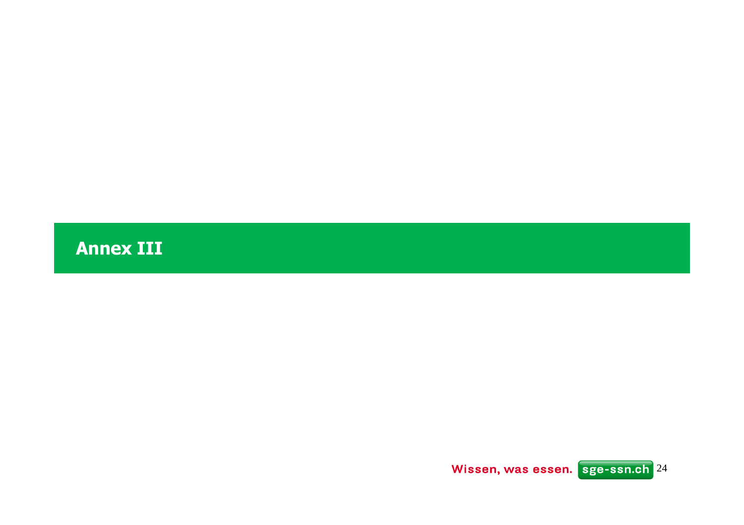# Annex III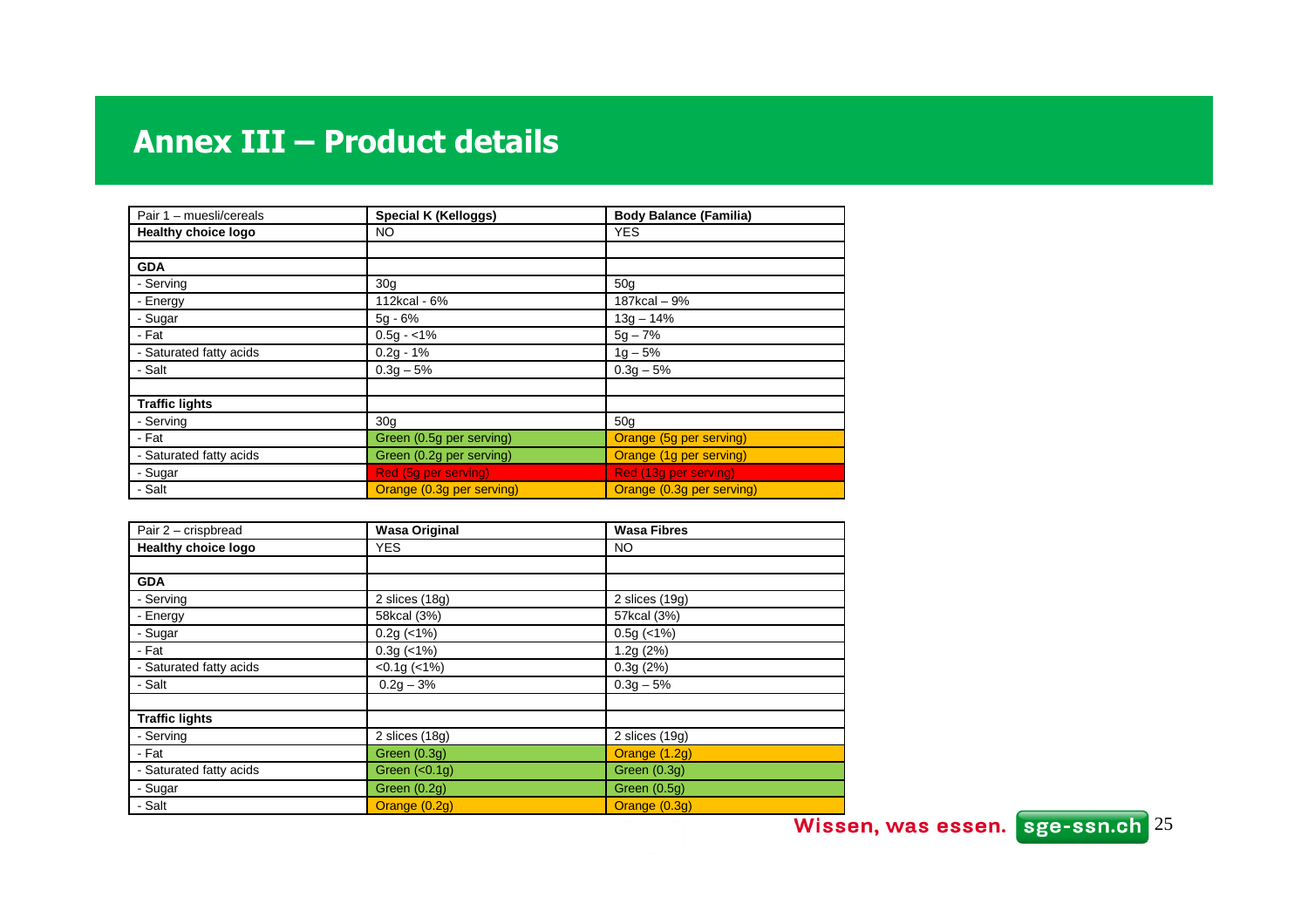# Annex III – Product details

| Pair 1 – muesli/cereals | Special K (Kelloggs) | Body Balance (Familia) |
|---|---|---|
| **Healthy choice logo** | NO | YES |
| | | |
| **GDA** | | |
| - Serving | 30g | 50g |
| - Energy | 112kcal - 6% | 187kcal – 9% |
| - Sugar | 5g - 6% | 13g – 14% |
| - Fat | 0.5g - <1% | 5g – 7% |
| - Saturated fatty acids | 0.2g - 1% | 1g – 5% |
| - Salt | 0.3g – 5% | 0.3g – 5% |
| | | |
| **Traffic lights** | | |
| - Serving | 30g | 50g |
| - Fat | Green (0.5g per serving) | Orange (5g per serving) |
| - Saturated fatty acids | Green (0.2g per serving) | Orange (1g per serving) |
| - Sugar | Red (5g per serving) | Red (13g per serving) |
| - Salt | Orange (0.3g per serving) | Orange (0.3g per serving) |

| Pair 2 – crispbread | Wasa Original | Wasa Fibres |
|---|---|---|
| **Healthy choice logo** | YES | NO |
| | | |
| **GDA** | | |
| - Serving | 2 slices (18g) | 2 slices (19g) |
| - Energy | 58kcal (3%) | 57kcal (3%) |
| - Sugar | 0.2g (<1%) | 0.5g (<1%) |
| - Fat | 0.3g (<1%) | 1.2g (2%) |
| - Saturated fatty acids | <0.1g (<1%) | 0.3g (2%) |
| - Salt | 0.2g – 3% | 0.3g – 5% |
| | | |
| **Traffic lights** | | |
| - Serving | 2 slices (18g) | 2 slices (19g) |
| - Fat | Green (0.3g) | Orange (1.2g) |
| - Saturated fatty acids | Green (<0.1g) | Green (0.3g) |
| - Sugar | Green (0.2g) | Green (0.5g) |
| - Salt | Orange (0.2g) | Orange (0.3g) |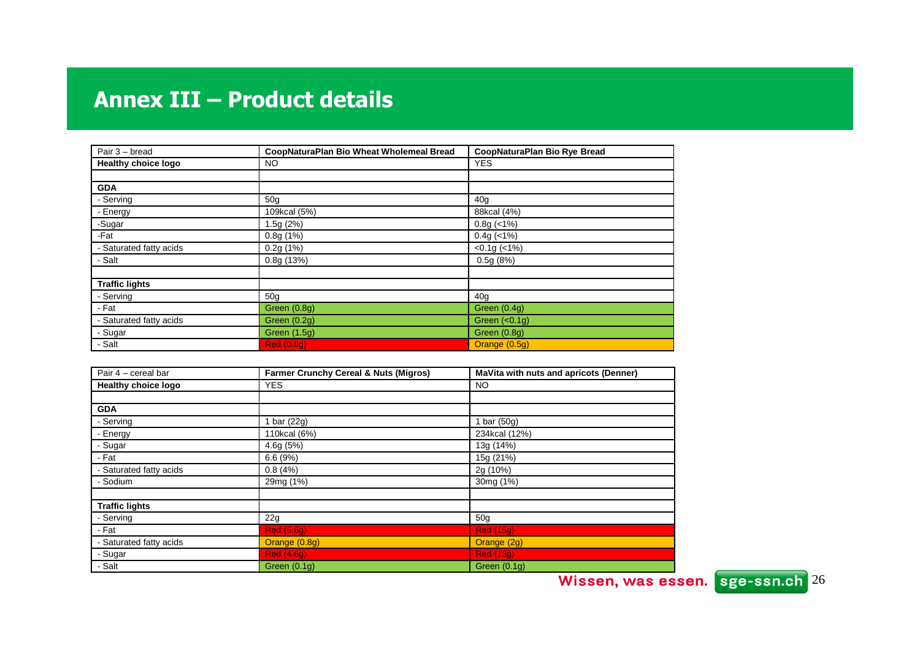# Annex III – Product details

| Pair 3 – bread | CoopNaturaPlan Bio Wheat Wholemeal Bread | CoopNaturaPlan Bio Rye Bread |
|---|---|---|
| **Healthy choice logo** | NO | YES |
| | | |
| **GDA** | | |
| - Serving | 50g | 40g |
| - Energy | 109kcal (5%) | 88kcal (4%) |
| -Sugar | 1.5g (2%) | 0.8g (<1%) |
| -Fat | 0.8g (1%) | 0.4g (<1%) |
| - Saturated fatty acids | 0.2g (1%) | <0.1g (<1%) |
| - Salt | 0.8g (13%) | 0.5g (8%) |
| | | |
| **Traffic lights** | | |
| - Serving | 50g | 40g |
| - Fat | Green (0.8g) | Green (0.4g) |
| - Saturated fatty acids | Green (0.2g) | Green (<0.1g) |
| - Sugar | Green (1.5g) | Green (0.8g) |
| - Salt | Red (0.8g) | Orange (0.5g) |

| Pair 4 – cereal bar | Farmer Crunchy Cereal & Nuts (Migros) | MaVita with nuts and apricots (Denner) |
|---|---|---|
| **Healthy choice logo** | YES | NO |
| | | |
| **GDA** | | |
| - Serving | 1 bar (22g) | 1 bar (50g) |
| - Energy | 110kcal (6%) | 234kcal (12%) |
| - Sugar | 4.6g (5%) | 13g (14%) |
| - Fat | 6.6 (9%) | 15g (21%) |
| - Saturated fatty acids | 0.8 (4%) | 2g (10%) |
| - Sodium | 29mg (1%) | 30mg (1%) |
| | | |
| **Traffic lights** | | |
| - Serving | 22g | 50g |
| - Fat | Red (6.6g) | Red (15g) |
| - Saturated fatty acids | Orange (0.8g) | Orange (2g) |
| - Sugar | Red (4.6g) | Red (13g) |
| - Salt | Green (0.1g) | Green (0.1g) |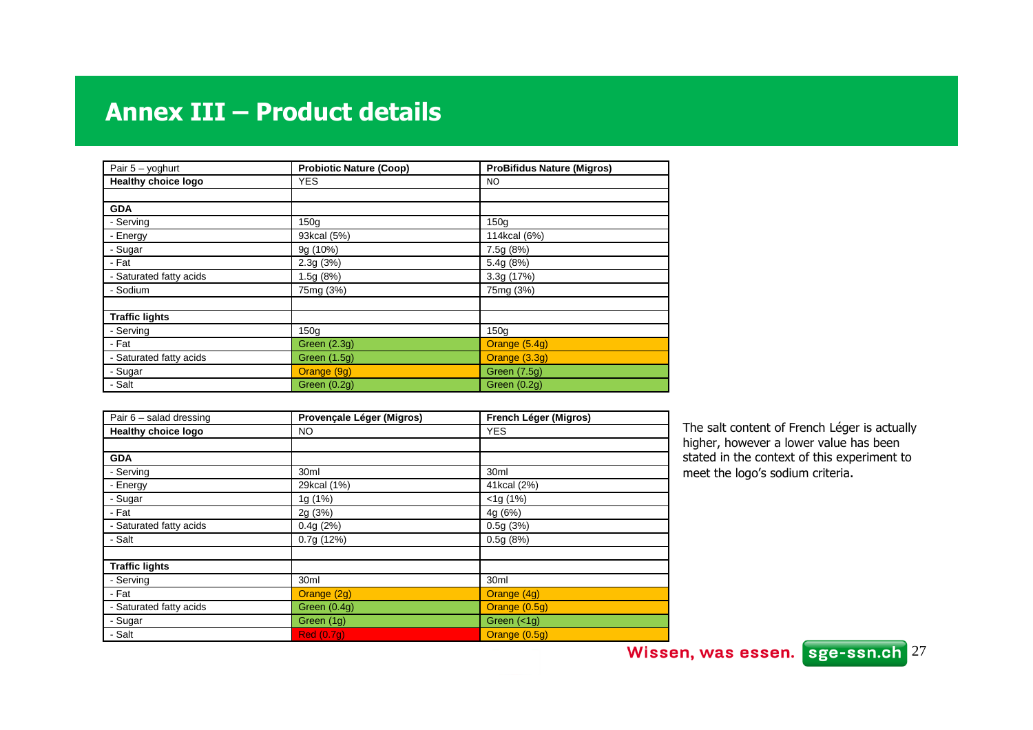# Annex III – Product details

| Pair 5 – yoghurt | Probiotic Nature (Coop) | ProBifidus Nature (Migros) |
|---|---|---|
| **Healthy choice logo** | YES | NO |
| | | |
| **GDA** | | |
| - Serving | 150g | 150g |
| - Energy | 93kcal (5%) | 114kcal (6%) |
| - Sugar | 9g (10%) | 7.5g (8%) |
| - Fat | 2.3g (3%) | 5.4g (8%) |
| - Saturated fatty acids | 1.5g (8%) | 3.3g (17%) |
| - Sodium | 75mg (3%) | 75mg (3%) |
| | | |
| **Traffic lights** | | |
| - Serving | 150g | 150g |
| - Fat | Green (2.3g) | Orange (5.4g) |
| - Saturated fatty acids | Green (1.5g) | Orange (3.3g) |
| - Sugar | Orange (9g) | Green (7.5g) |
| - Salt | Green (0.2g) | Green (0.2g) |

| Pair 6 – salad dressing | Provençale Léger (Migros) | French Léger (Migros) |
|---|---|---|
| **Healthy choice logo** | NO | YES |
| | | |
| **GDA** | | |
| - Serving | 30ml | 30ml |
| - Energy | 29kcal (1%) | 41kcal (2%) |
| - Sugar | 1g (1%) | <1g (1%) |
| - Fat | 2g (3%) | 4g (6%) |
| - Saturated fatty acids | 0.4g (2%) | 0.5g (3%) |
| - Salt | 0.7g (12%) | 0.5g (8%) |
| | | |
| **Traffic lights** | | |
| - Serving | 30ml | 30ml |
| - Fat | Orange (2g) | Orange (4g) |
| - Saturated fatty acids | Green (0.4g) | Orange (0.5g) |
| - Sugar | Green (1g) | Green (<1g) |
| - Salt | Red (0.7g) | Orange (0.5g) |

The salt content of French Léger is actually higher, however a lower value has been stated in the context of this experiment to meet the logo's sodium criteria.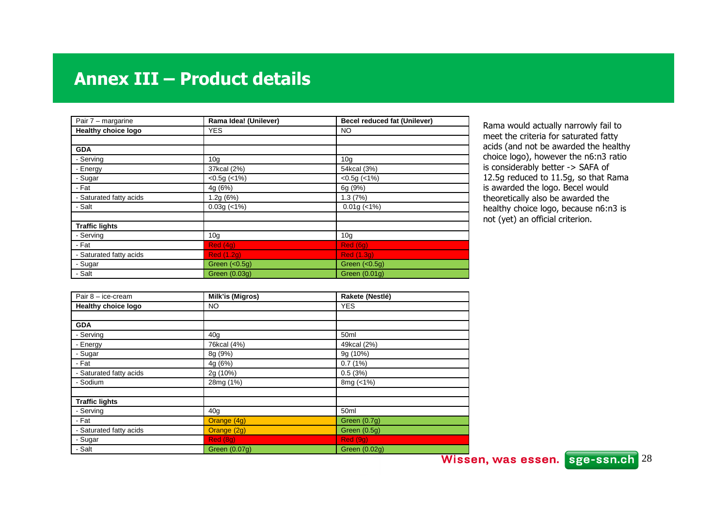# Annex III – Product details

| Pair 7 – margarine | Rama Idea! (Unilever) | Becel reduced fat (Unilever) |
|---|---|---|
| **Healthy choice logo** | YES | NO |
| | | |
| **GDA** | | |
| - Serving | 10g | 10g |
| - Energy | 37kcal (2%) | 54kcal (3%) |
| - Sugar | <0.5g (<1%) | <0.5g (<1%) |
| - Fat | 4g (6%) | 6g (9%) |
| - Saturated fatty acids | 1.2g (6%) | 1.3 (7%) |
| - Salt | 0.03g (<1%) | 0.01g (<1%) |
| | | |
| **Traffic lights** | | |
| - Serving | 10g | 10g |
| - Fat | Red (4g) | Red (6g) |
| - Saturated fatty acids | Red (1.2g) | Red (1.3g) |
| - Sugar | Green (<0.5g) | Green (<0.5g) |
| - Salt | Green (0.03g) | Green (0.01g) |

Rama would actually narrowly fail to meet the criteria for saturated fatty acids (and not be awarded the healthy choice logo), however the n6:n3 ratio is considerably better -> SAFA of 12.5g reduced to 11.5g, so that Rama is awarded the logo. Becel would theoretically also be awarded the healthy choice logo, because n6:n3 is not (yet) an official criterion.

| Pair 8 – ice-cream | Milk'is (Migros) | Rakete (Nestlé) |
|---|---|---|
| **Healthy choice logo** | NO | YES |
| | | |
| **GDA** | | |
| - Serving | 40g | 50ml |
| - Energy | 76kcal (4%) | 49kcal (2%) |
| - Sugar | 8g (9%) | 9g (10%) |
| - Fat | 4g (6%) | 0.7 (1%) |
| - Saturated fatty acids | 2g (10%) | 0.5 (3%) |
| - Sodium | 28mg (1%) | 8mg (<1%) |
| | | |
| **Traffic lights** | | |
| - Serving | 40g | 50ml |
| - Fat | Orange (4g) | Green (0.7g) |
| - Saturated fatty acids | Orange (2g) | Green (0.5g) |
| - Sugar | Red (8g) | Red (9g) |
| - Salt | Green (0.07g) | Green (0.02g) |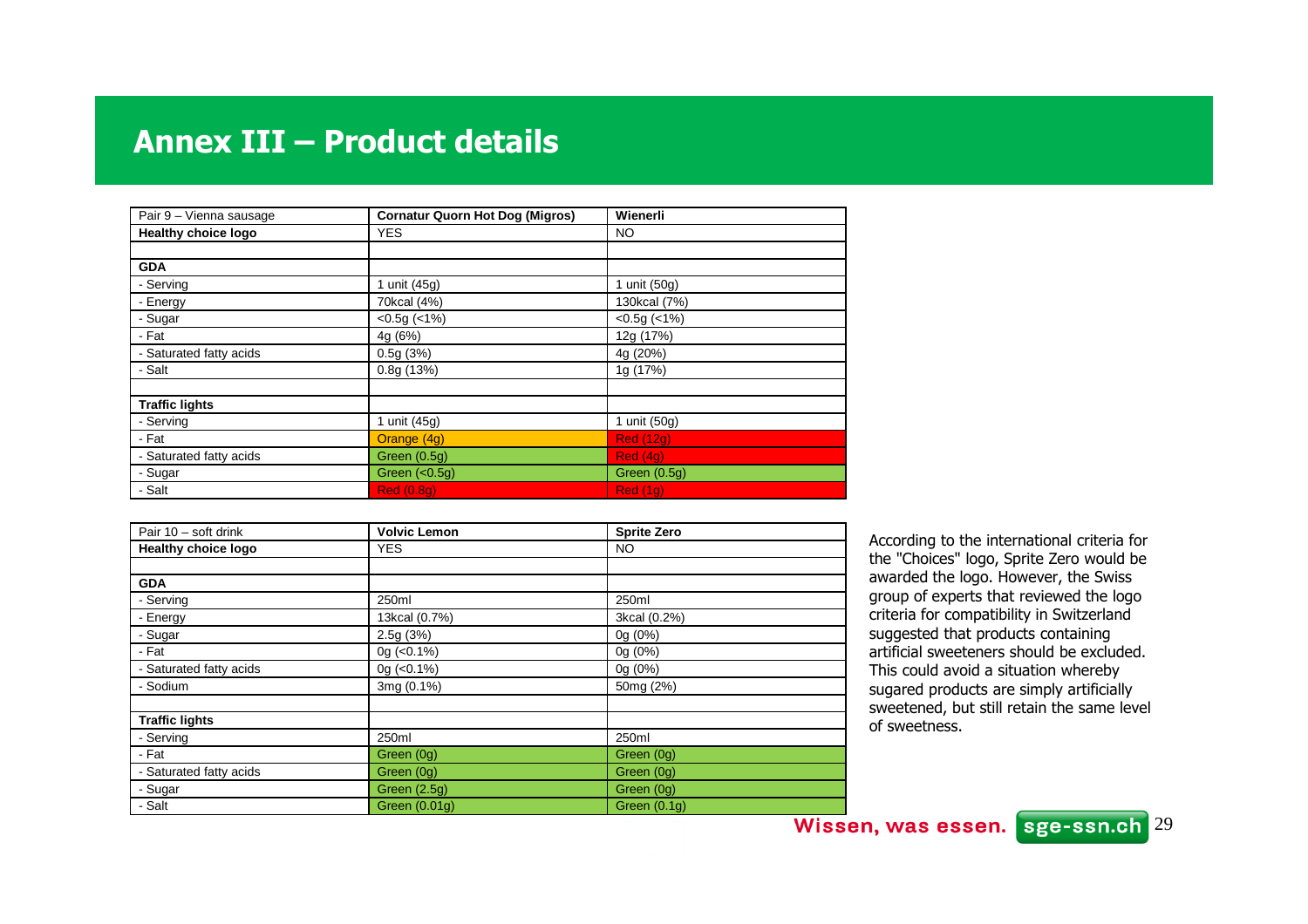# Annex III – Product details

| Pair 9 – Vienna sausage | Cornatur Quorn Hot Dog (Migros) | Wienerli |
|---|---|---|
| **Healthy choice logo** | YES | NO |
| | | |
| **GDA** | | |
| - Serving | 1 unit (45g) | 1 unit (50g) |
| - Energy | 70kcal (4%) | 130kcal (7%) |
| - Sugar | <0.5g (<1%) | <0.5g (<1%) |
| - Fat | 4g (6%) | 12g (17%) |
| - Saturated fatty acids | 0.5g (3%) | 4g (20%) |
| - Salt | 0.8g (13%) | 1g (17%) |
| | | |
| **Traffic lights** | | |
| - Serving | 1 unit (45g) | 1 unit (50g) |
| - Fat | Orange (4g) | Red (12g) |
| - Saturated fatty acids | Green (0.5g) | Red (4g) |
| - Sugar | Green (<0.5g) | Green (0.5g) |
| - Salt | Red (0.8g) | Red (1g) |

| Pair 10 – soft drink | Volvic Lemon | Sprite Zero |
|---|---|---|
| **Healthy choice logo** | YES | NO |
| | | |
| **GDA** | | |
| - Serving | 250ml | 250ml |
| - Energy | 13kcal (0.7%) | 3kcal (0.2%) |
| - Sugar | 2.5g (3%) | 0g (0%) |
| - Fat | 0g (<0.1%) | 0g (0%) |
| - Saturated fatty acids | 0g (<0.1%) | 0g (0%) |
| - Sodium | 3mg (0.1%) | 50mg (2%) |
| | | |
| **Traffic lights** | | |
| - Serving | 250ml | 250ml |
| - Fat | Green (0g) | Green (0g) |
| - Saturated fatty acids | Green (0g) | Green (0g) |
| - Sugar | Green (2.5g) | Green (0g) |
| - Salt | Green (0.01g) | Green (0.1g) |

According to the international criteria for the "Choices" logo, Sprite Zero would be awarded the logo. However, the Swiss group of experts that reviewed the logo criteria for compatibility in Switzerland suggested that products containing artificial sweeteners should be excluded. This could avoid a situation whereby sugared products are simply artificially sweetened, but still retain the same level of sweetness.